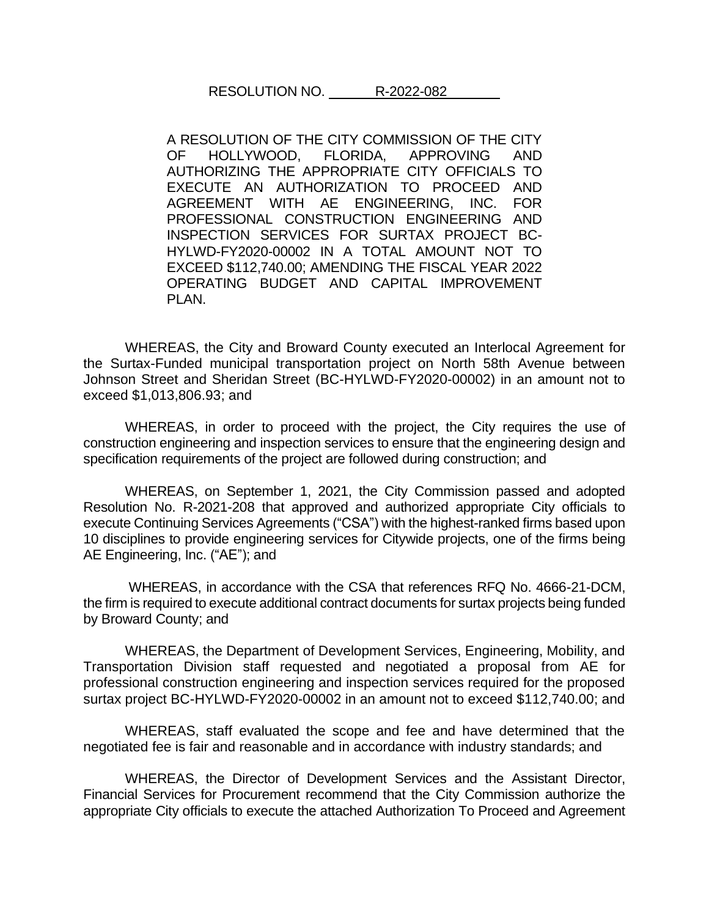RESOLUTION NO. R-2022-082

A RESOLUTION OF THE CITY COMMISSION OF THE CITY OF HOLLYWOOD, FLORIDA, APPROVING AND AUTHORIZING THE APPROPRIATE CITY OFFICIALS TO EXECUTE AN AUTHORIZATION TO PROCEED AND AGREEMENT WITH AE ENGINEERING, INC. FOR PROFESSIONAL CONSTRUCTION ENGINEERING AND INSPECTION SERVICES FOR SURTAX PROJECT BC-HYLWD-FY2020-00002 IN A TOTAL AMOUNT NOT TO EXCEED $112,740.00; AMENDING THE FISCAL YEAR 2022 OPERATING BUDGET AND CAPITAL IMPROVEMENT PLAN.

WHEREAS, the City and Broward County executed an Interlocal Agreement for the Surtax-Funded municipal transportation project on North 58th Avenue between Johnson Street and Sheridan Street (BC-HYLWD-FY2020-00002) in an amount not to exceed $1,013,806.93; and

WHEREAS, in order to proceed with the project, the City requires the use of construction engineering and inspection services to ensure that the engineering design and specification requirements of the project are followed during construction; and

WHEREAS, on September 1, 2021, the City Commission passed and adopted Resolution No. R-2021-208 that approved and authorized appropriate City officials to execute Continuing Services Agreements ("CSA") with the highest-ranked firms based upon 10 disciplines to provide engineering services for Citywide projects, one of the firms being AE Engineering, Inc. ("AE"); and

WHEREAS, in accordance with the CSA that references RFQ No. 4666-21-DCM, the firm is required to execute additional contract documents for surtax projects being funded by Broward County; and

WHEREAS, the Department of Development Services, Engineering, Mobility, and Transportation Division staff requested and negotiated a proposal from AE for professional construction engineering and inspection services required for the proposed surtax project BC-HYLWD-FY2020-00002 in an amount not to exceed $112,740.00; and

WHEREAS, staff evaluated the scope and fee and have determined that the negotiated fee is fair and reasonable and in accordance with industry standards; and

WHEREAS, the Director of Development Services and the Assistant Director, Financial Services for Procurement recommend that the City Commission authorize the appropriate City officials to execute the attached Authorization To Proceed and Agreement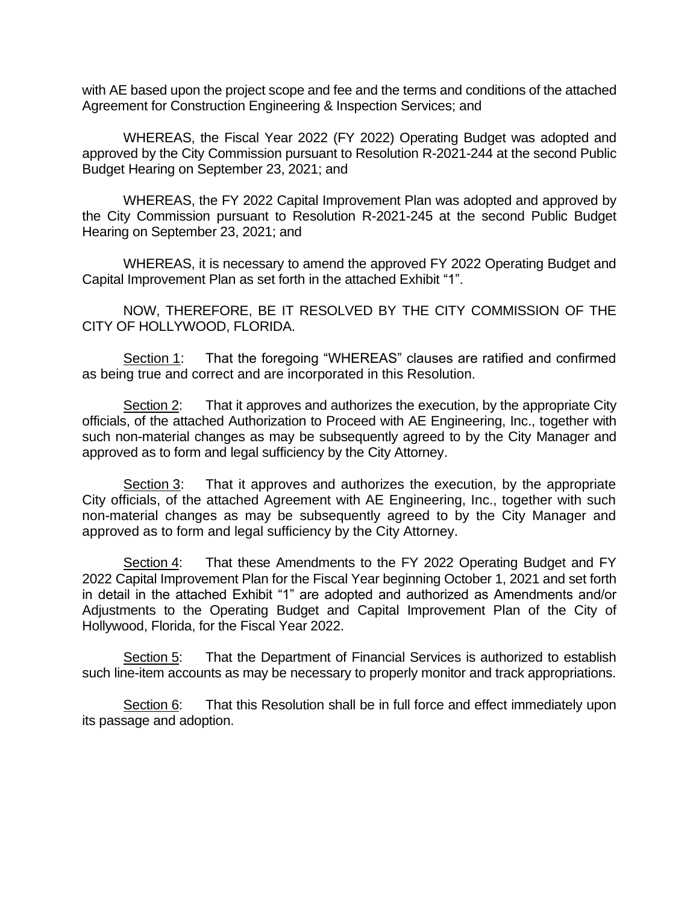with AE based upon the project scope and fee and the terms and conditions of the attached Agreement for Construction Engineering & Inspection Services; and

WHEREAS, the Fiscal Year 2022 (FY 2022) Operating Budget was adopted and approved by the City Commission pursuant to Resolution R-2021-244 at the second Public Budget Hearing on September 23, 2021; and

WHEREAS, the FY 2022 Capital Improvement Plan was adopted and approved by the City Commission pursuant to Resolution R-2021-245 at the second Public Budget Hearing on September 23, 2021; and

WHEREAS, it is necessary to amend the approved FY 2022 Operating Budget and Capital Improvement Plan as set forth in the attached Exhibit "1".

NOW, THEREFORE, BE IT RESOLVED BY THE CITY COMMISSION OF THE CITY OF HOLLYWOOD, FLORIDA.

Section 1: That the foregoing "WHEREAS" clauses are ratified and confirmed as being true and correct and are incorporated in this Resolution.

Section 2: That it approves and authorizes the execution, by the appropriate City officials, of the attached Authorization to Proceed with AE Engineering, Inc., together with such non-material changes as may be subsequently agreed to by the City Manager and approved as to form and legal sufficiency by the City Attorney.

Section 3: That it approves and authorizes the execution, by the appropriate City officials, of the attached Agreement with AE Engineering, Inc., together with such non-material changes as may be subsequently agreed to by the City Manager and approved as to form and legal sufficiency by the City Attorney.

Section 4: That these Amendments to the FY 2022 Operating Budget and FY 2022 Capital Improvement Plan for the Fiscal Year beginning October 1, 2021 and set forth in detail in the attached Exhibit "1" are adopted and authorized as Amendments and/or Adjustments to the Operating Budget and Capital Improvement Plan of the City of Hollywood, Florida, for the Fiscal Year 2022.

Section 5: That the Department of Financial Services is authorized to establish such line-item accounts as may be necessary to properly monitor and track appropriations.

Section 6: That this Resolution shall be in full force and effect immediately upon its passage and adoption.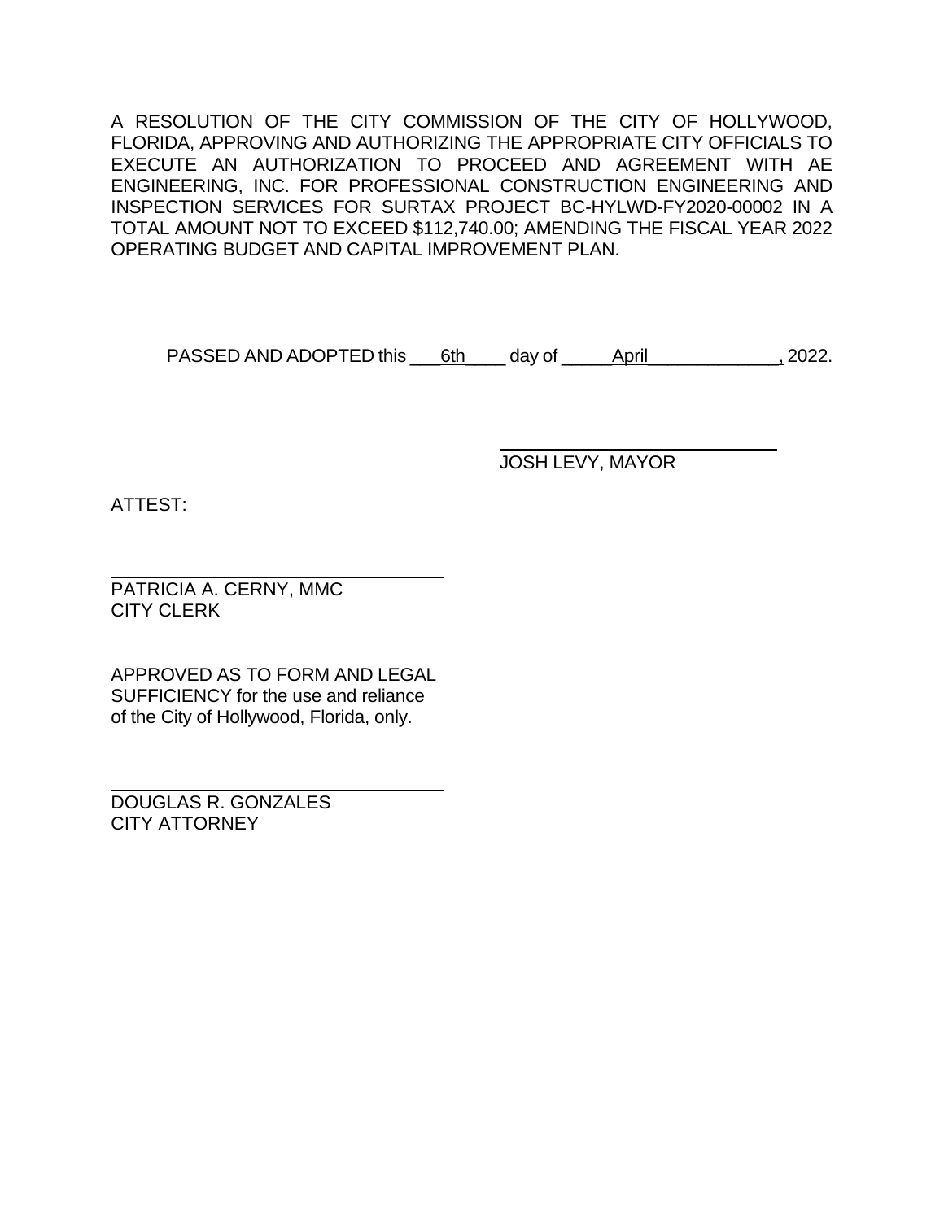A RESOLUTION OF THE CITY COMMISSION OF THE CITY OF HOLLYWOOD, FLORIDA, APPROVING AND AUTHORIZING THE APPROPRIATE CITY OFFICIALS TO EXECUTE AN AUTHORIZATION TO PROCEED AND AGREEMENT WITH AE ENGINEERING, INC. FOR PROFESSIONAL CONSTRUCTION ENGINEERING AND INSPECTION SERVICES FOR SURTAX PROJECT BC-HYLWD-FY2020-00002 IN A TOTAL AMOUNT NOT TO EXCEED $112,740.00; AMENDING THE FISCAL YEAR 2022 OPERATING BUDGET AND CAPITAL IMPROVEMENT PLAN.

PASSED AND ADOPTED this ___6th____ day of _____April_____________, 2022.

JOSH LEVY, MAYOR

ATTEST:

PATRICIA A. CERNY, MMC
CITY CLERK

APPROVED AS TO FORM AND LEGAL SUFFICIENCY for the use and reliance of the City of Hollywood, Florida, only.

DOUGLAS R. GONZALES
CITY ATTORNEY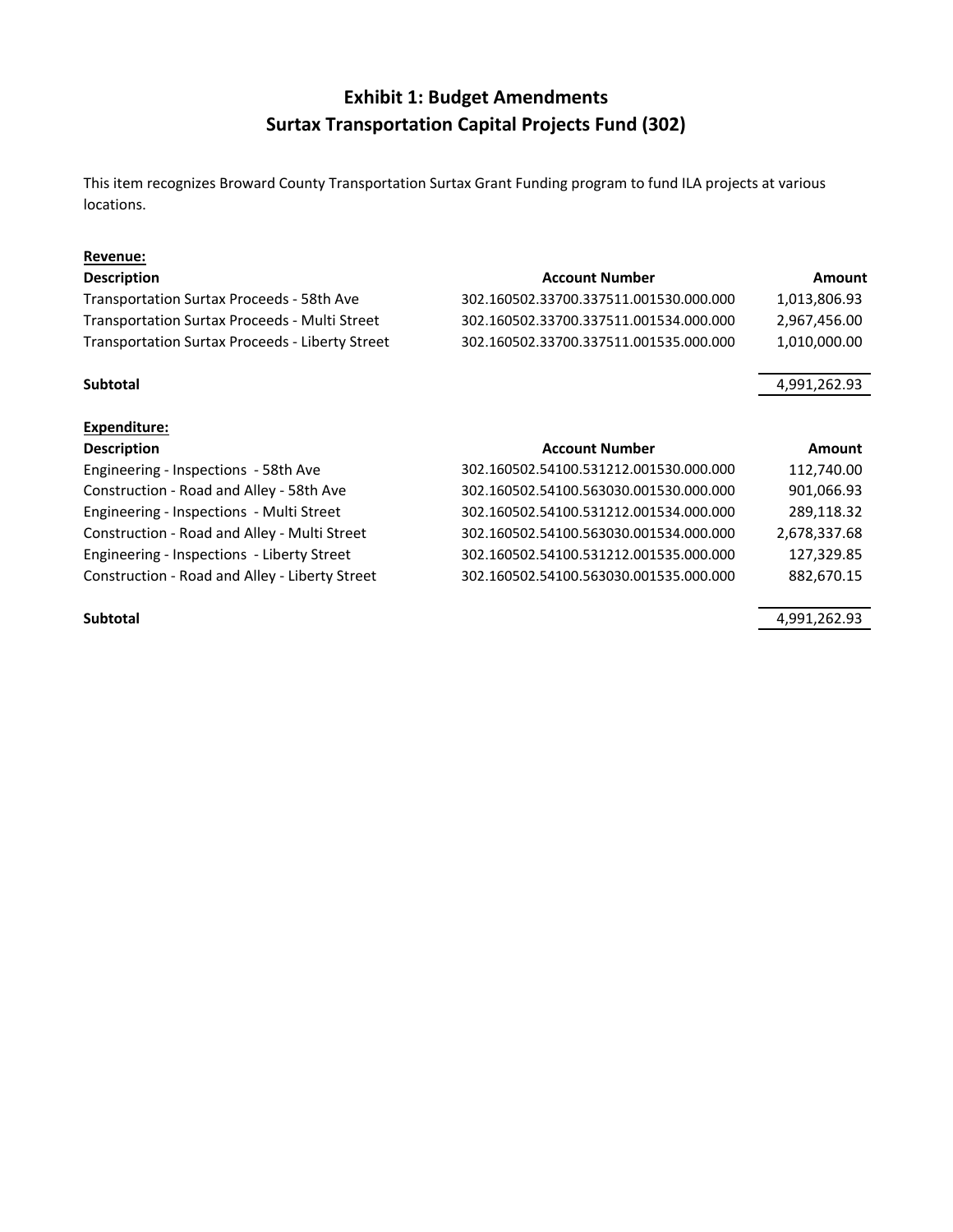# Exhibit 1: Budget Amendments
# Surtax Transportation Capital Projects Fund (302)

This item recognizes Broward County Transportation Surtax Grant Funding program to fund ILA projects at various locations.

**Revenue:**

| Description | Account Number | Amount |
|---|---|---|
| Transportation Surtax Proceeds - 58th Ave | 302.160502.33700.337511.001530.000.000 | 1,013,806.93 |
| Transportation Surtax Proceeds - Multi Street | 302.160502.33700.337511.001534.000.000 | 2,967,456.00 |
| Transportation Surtax Proceeds - Liberty Street | 302.160502.33700.337511.001535.000.000 | 1,010,000.00 |
| **Subtotal** | | 4,991,262.93 |

**Expenditure:**

| Description | Account Number | Amount |
|---|---|---|
| Engineering - Inspections - 58th Ave | 302.160502.54100.531212.001530.000.000 | 112,740.00 |
| Construction - Road and Alley - 58th Ave | 302.160502.54100.563030.001530.000.000 | 901,066.93 |
| Engineering - Inspections - Multi Street | 302.160502.54100.531212.001534.000.000 | 289,118.32 |
| Construction - Road and Alley - Multi Street | 302.160502.54100.563030.001534.000.000 | 2,678,337.68 |
| Engineering - Inspections - Liberty Street | 302.160502.54100.531212.001535.000.000 | 127,329.85 |
| Construction - Road and Alley - Liberty Street | 302.160502.54100.563030.001535.000.000 | 882,670.15 |
| **Subtotal** | | 4,991,262.93 |